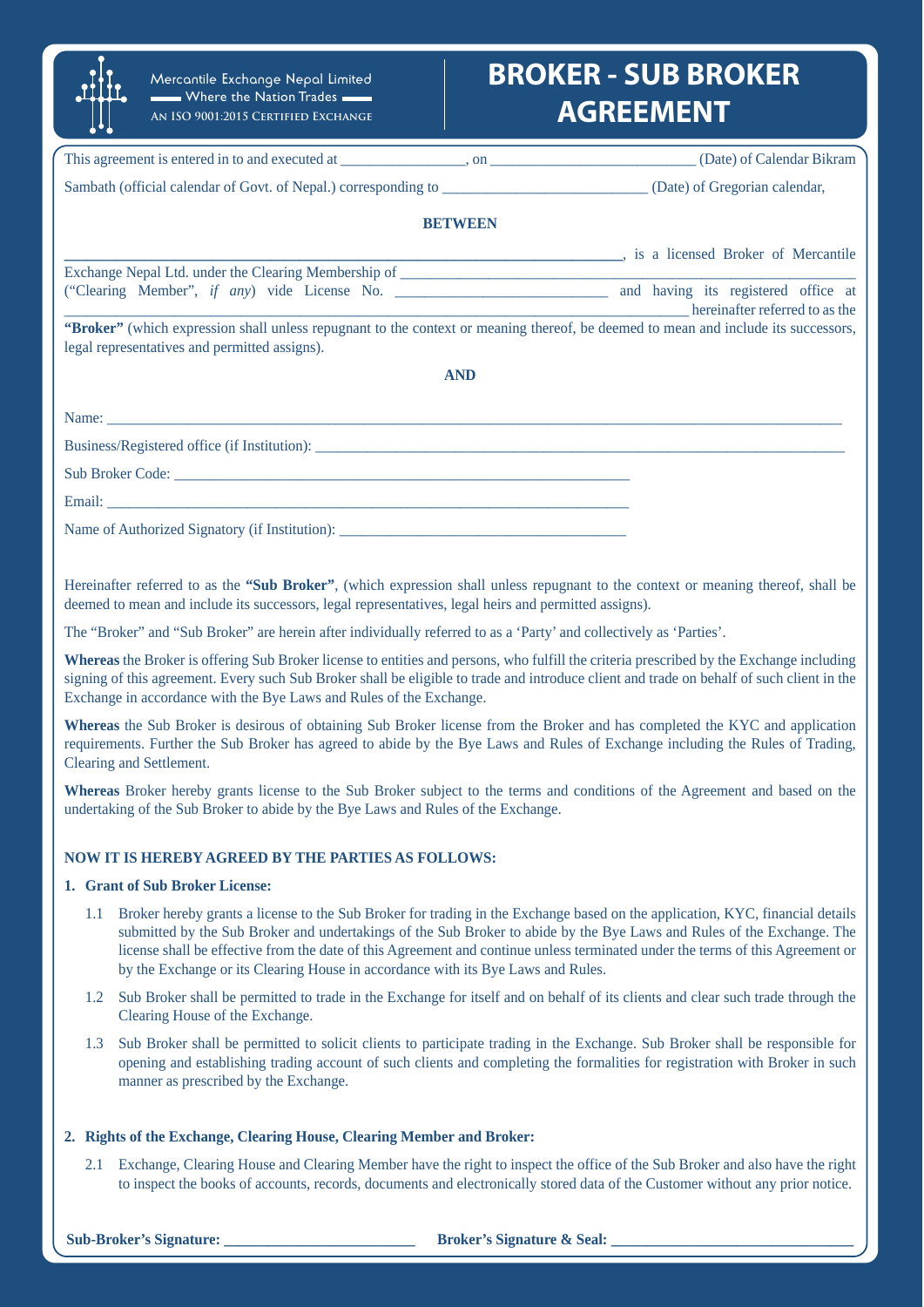Mercantile Exchange Nepal Limited
Where the Nation Trades
An ISO 9001:2015 Certified Exchange

# BROKER - SUB BROKER AGREEMENT

This agreement is entered in to and executed at ________________, on __________________________ (Date) of Calendar Bikram Sambath (official calendar of Govt. of Nepal.) corresponding to __________________________ (Date) of Gregorian calendar,

**BETWEEN**

______________________________________________________________, is a licensed Broker of Mercantile Exchange Nepal Ltd. under the Clearing Membership of ______________________________________________ ("Clearing Member", *if any*) vide License No. ____________________________ and having its registered office at ________________________________________________________________ hereinafter referred to as the **"Broker"** (which expression shall unless repugnant to the context or meaning thereof, be deemed to mean and include its successors, legal representatives and permitted assigns).

**AND**

Name: ______________________________________________________________________________________

Business/Registered office (if Institution): ________________________________________________________

Sub Broker Code: _____________________________________________________________

Email: ______________________________________________________________________

Name of Authorized Signatory (if Institution): ______________________________________

Hereinafter referred to as the **"Sub Broker"**, (which expression shall unless repugnant to the context or meaning thereof, shall be deemed to mean and include its successors, legal representatives, legal heirs and permitted assigns).

The "Broker" and "Sub Broker" are herein after individually referred to as a 'Party' and collectively as 'Parties'.

**Whereas** the Broker is offering Sub Broker license to entities and persons, who fulfill the criteria prescribed by the Exchange including signing of this agreement. Every such Sub Broker shall be eligible to trade and introduce client and trade on behalf of such client in the Exchange in accordance with the Bye Laws and Rules of the Exchange.

**Whereas** the Sub Broker is desirous of obtaining Sub Broker license from the Broker and has completed the KYC and application requirements. Further the Sub Broker has agreed to abide by the Bye Laws and Rules of Exchange including the Rules of Trading, Clearing and Settlement.

**Whereas** Broker hereby grants license to the Sub Broker subject to the terms and conditions of the Agreement and based on the undertaking of the Sub Broker to abide by the Bye Laws and Rules of the Exchange.

**NOW IT IS HEREBY AGREED BY THE PARTIES AS FOLLOWS:**

**1. Grant of Sub Broker License:**

1.1 Broker hereby grants a license to the Sub Broker for trading in the Exchange based on the application, KYC, financial details submitted by the Sub Broker and undertakings of the Sub Broker to abide by the Bye Laws and Rules of the Exchange. The license shall be effective from the date of this Agreement and continue unless terminated under the terms of this Agreement or by the Exchange or its Clearing House in accordance with its Bye Laws and Rules.

1.2 Sub Broker shall be permitted to trade in the Exchange for itself and on behalf of its clients and clear such trade through the Clearing House of the Exchange.

1.3 Sub Broker shall be permitted to solicit clients to participate trading in the Exchange. Sub Broker shall be responsible for opening and establishing trading account of such clients and completing the formalities for registration with Broker in such manner as prescribed by the Exchange.

**2. Rights of the Exchange, Clearing House, Clearing Member and Broker:**

2.1 Exchange, Clearing House and Clearing Member have the right to inspect the office of the Sub Broker and also have the right to inspect the books of accounts, records, documents and electronically stored data of the Customer without any prior notice.

**Sub-Broker's Signature:** ________________________ **Broker's Signature & Seal:** ________________________________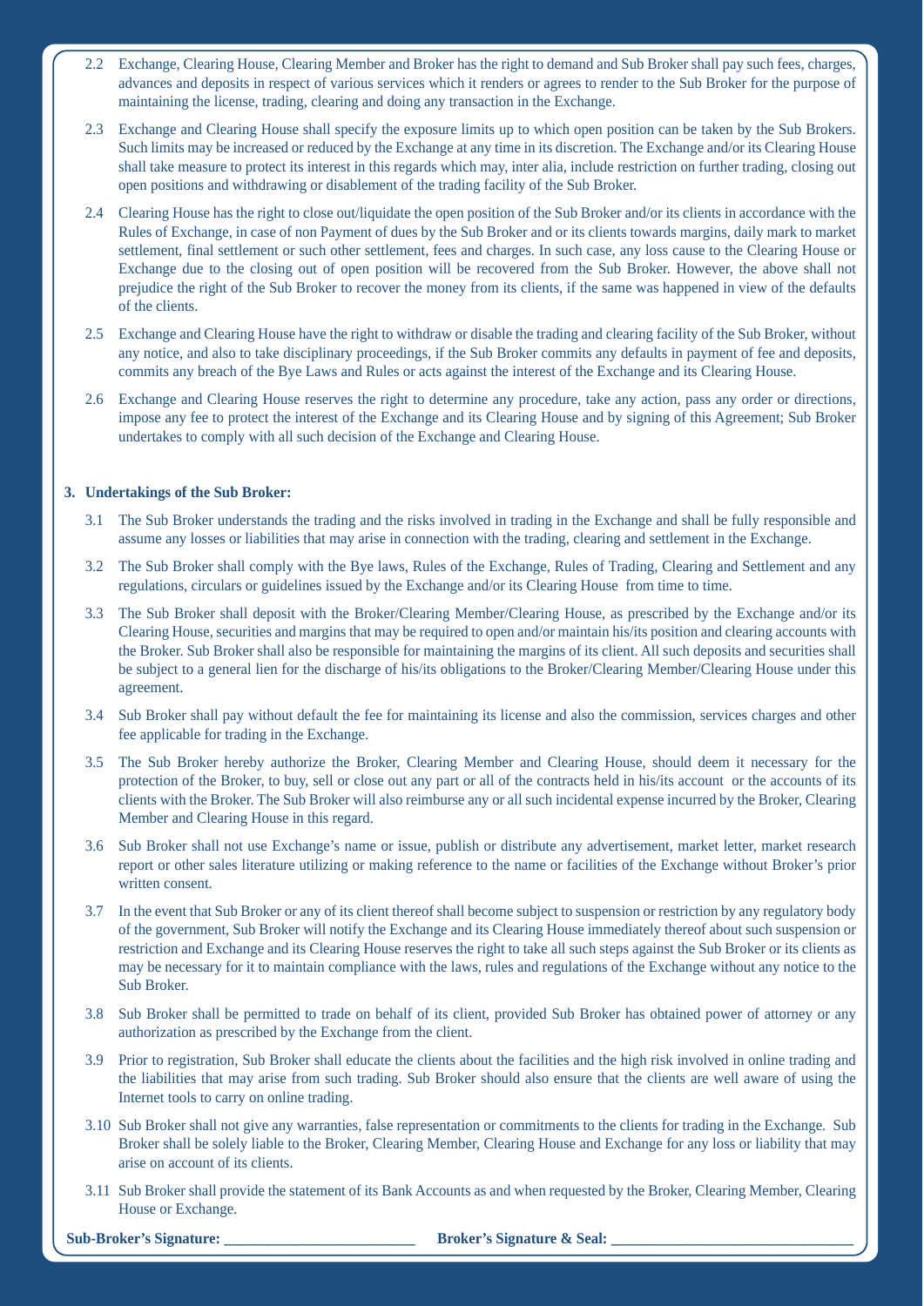2.2 Exchange, Clearing House, Clearing Member and Broker has the right to demand and Sub Broker shall pay such fees, charges, advances and deposits in respect of various services which it renders or agrees to render to the Sub Broker for the purpose of maintaining the license, trading, clearing and doing any transaction in the Exchange.

2.3 Exchange and Clearing House shall specify the exposure limits up to which open position can be taken by the Sub Brokers. Such limits may be increased or reduced by the Exchange at any time in its discretion. The Exchange and/or its Clearing House shall take measure to protect its interest in this regards which may, inter alia, include restriction on further trading, closing out open positions and withdrawing or disablement of the trading facility of the Sub Broker.

2.4 Clearing House has the right to close out/liquidate the open position of the Sub Broker and/or its clients in accordance with the Rules of Exchange, in case of non Payment of dues by the Sub Broker and or its clients towards margins, daily mark to market settlement, final settlement or such other settlement, fees and charges. In such case, any loss cause to the Clearing House or Exchange due to the closing out of open position will be recovered from the Sub Broker. However, the above shall not prejudice the right of the Sub Broker to recover the money from its clients, if the same was happened in view of the defaults of the clients.

2.5 Exchange and Clearing House have the right to withdraw or disable the trading and clearing facility of the Sub Broker, without any notice, and also to take disciplinary proceedings, if the Sub Broker commits any defaults in payment of fee and deposits, commits any breach of the Bye Laws and Rules or acts against the interest of the Exchange and its Clearing House.

2.6 Exchange and Clearing House reserves the right to determine any procedure, take any action, pass any order or directions, impose any fee to protect the interest of the Exchange and its Clearing House and by signing of this Agreement; Sub Broker undertakes to comply with all such decision of the Exchange and Clearing House.

**3. Undertakings of the Sub Broker:**

3.1 The Sub Broker understands the trading and the risks involved in trading in the Exchange and shall be fully responsible and assume any losses or liabilities that may arise in connection with the trading, clearing and settlement in the Exchange.

3.2 The Sub Broker shall comply with the Bye laws, Rules of the Exchange, Rules of Trading, Clearing and Settlement and any regulations, circulars or guidelines issued by the Exchange and/or its Clearing House from time to time.

3.3 The Sub Broker shall deposit with the Broker/Clearing Member/Clearing House, as prescribed by the Exchange and/or its Clearing House, securities and margins that may be required to open and/or maintain his/its position and clearing accounts with the Broker. Sub Broker shall also be responsible for maintaining the margins of its client. All such deposits and securities shall be subject to a general lien for the discharge of his/its obligations to the Broker/Clearing Member/Clearing House under this agreement.

3.4 Sub Broker shall pay without default the fee for maintaining its license and also the commission, services charges and other fee applicable for trading in the Exchange.

3.5 The Sub Broker hereby authorize the Broker, Clearing Member and Clearing House, should deem it necessary for the protection of the Broker, to buy, sell or close out any part or all of the contracts held in his/its account or the accounts of its clients with the Broker. The Sub Broker will also reimburse any or all such incidental expense incurred by the Broker, Clearing Member and Clearing House in this regard.

3.6 Sub Broker shall not use Exchange's name or issue, publish or distribute any advertisement, market letter, market research report or other sales literature utilizing or making reference to the name or facilities of the Exchange without Broker's prior written consent.

3.7 In the event that Sub Broker or any of its client thereof shall become subject to suspension or restriction by any regulatory body of the government, Sub Broker will notify the Exchange and its Clearing House immediately thereof about such suspension or restriction and Exchange and its Clearing House reserves the right to take all such steps against the Sub Broker or its clients as may be necessary for it to maintain compliance with the laws, rules and regulations of the Exchange without any notice to the Sub Broker.

3.8 Sub Broker shall be permitted to trade on behalf of its client, provided Sub Broker has obtained power of attorney or any authorization as prescribed by the Exchange from the client.

3.9 Prior to registration, Sub Broker shall educate the clients about the facilities and the high risk involved in online trading and the liabilities that may arise from such trading. Sub Broker should also ensure that the clients are well aware of using the Internet tools to carry on online trading.

3.10 Sub Broker shall not give any warranties, false representation or commitments to the clients for trading in the Exchange. Sub Broker shall be solely liable to the Broker, Clearing Member, Clearing House and Exchange for any loss or liability that may arise on account of its clients.

3.11 Sub Broker shall provide the statement of its Bank Accounts as and when requested by the Broker, Clearing Member, Clearing House or Exchange.

**Sub-Broker's Signature:** ________________________ **Broker's Signature & Seal:** ________________________________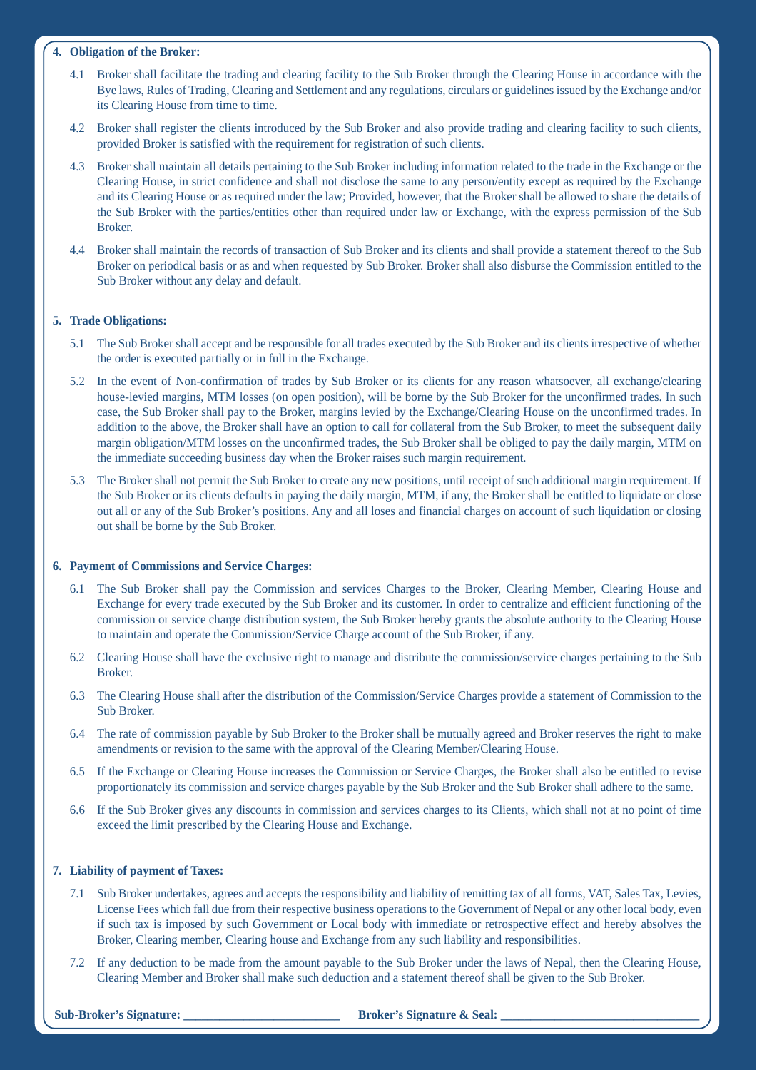**4. Obligation of the Broker:**

4.1 Broker shall facilitate the trading and clearing facility to the Sub Broker through the Clearing House in accordance with the Bye laws, Rules of Trading, Clearing and Settlement and any regulations, circulars or guidelines issued by the Exchange and/or its Clearing House from time to time.

4.2 Broker shall register the clients introduced by the Sub Broker and also provide trading and clearing facility to such clients, provided Broker is satisfied with the requirement for registration of such clients.

4.3 Broker shall maintain all details pertaining to the Sub Broker including information related to the trade in the Exchange or the Clearing House, in strict confidence and shall not disclose the same to any person/entity except as required by the Exchange and its Clearing House or as required under the law; Provided, however, that the Broker shall be allowed to share the details of the Sub Broker with the parties/entities other than required under law or Exchange, with the express permission of the Sub Broker.

4.4 Broker shall maintain the records of transaction of Sub Broker and its clients and shall provide a statement thereof to the Sub Broker on periodical basis or as and when requested by Sub Broker. Broker shall also disburse the Commission entitled to the Sub Broker without any delay and default.

**5. Trade Obligations:**

5.1 The Sub Broker shall accept and be responsible for all trades executed by the Sub Broker and its clients irrespective of whether the order is executed partially or in full in the Exchange.

5.2 In the event of Non-confirmation of trades by Sub Broker or its clients for any reason whatsoever, all exchange/clearing house-levied margins, MTM losses (on open position), will be borne by the Sub Broker for the unconfirmed trades. In such case, the Sub Broker shall pay to the Broker, margins levied by the Exchange/Clearing House on the unconfirmed trades. In addition to the above, the Broker shall have an option to call for collateral from the Sub Broker, to meet the subsequent daily margin obligation/MTM losses on the unconfirmed trades, the Sub Broker shall be obliged to pay the daily margin, MTM on the immediate succeeding business day when the Broker raises such margin requirement.

5.3 The Broker shall not permit the Sub Broker to create any new positions, until receipt of such additional margin requirement. If the Sub Broker or its clients defaults in paying the daily margin, MTM, if any, the Broker shall be entitled to liquidate or close out all or any of the Sub Broker's positions. Any and all loses and financial charges on account of such liquidation or closing out shall be borne by the Sub Broker.

**6. Payment of Commissions and Service Charges:**

6.1 The Sub Broker shall pay the Commission and services Charges to the Broker, Clearing Member, Clearing House and Exchange for every trade executed by the Sub Broker and its customer. In order to centralize and efficient functioning of the commission or service charge distribution system, the Sub Broker hereby grants the absolute authority to the Clearing House to maintain and operate the Commission/Service Charge account of the Sub Broker, if any.

6.2 Clearing House shall have the exclusive right to manage and distribute the commission/service charges pertaining to the Sub Broker.

6.3 The Clearing House shall after the distribution of the Commission/Service Charges provide a statement of Commission to the Sub Broker.

6.4 The rate of commission payable by Sub Broker to the Broker shall be mutually agreed and Broker reserves the right to make amendments or revision to the same with the approval of the Clearing Member/Clearing House.

6.5 If the Exchange or Clearing House increases the Commission or Service Charges, the Broker shall also be entitled to revise proportionately its commission and service charges payable by the Sub Broker and the Sub Broker shall adhere to the same.

6.6 If the Sub Broker gives any discounts in commission and services charges to its Clients, which shall not at no point of time exceed the limit prescribed by the Clearing House and Exchange.

**7. Liability of payment of Taxes:**

7.1 Sub Broker undertakes, agrees and accepts the responsibility and liability of remitting tax of all forms, VAT, Sales Tax, Levies, License Fees which fall due from their respective business operations to the Government of Nepal or any other local body, even if such tax is imposed by such Government or Local body with immediate or retrospective effect and hereby absolves the Broker, Clearing member, Clearing house and Exchange from any such liability and responsibilities.

7.2 If any deduction to be made from the amount payable to the Sub Broker under the laws of Nepal, then the Clearing House, Clearing Member and Broker shall make such deduction and a statement thereof shall be given to the Sub Broker.

**Sub-Broker's Signature:** ________________________ **Broker's Signature & Seal:** ______________________________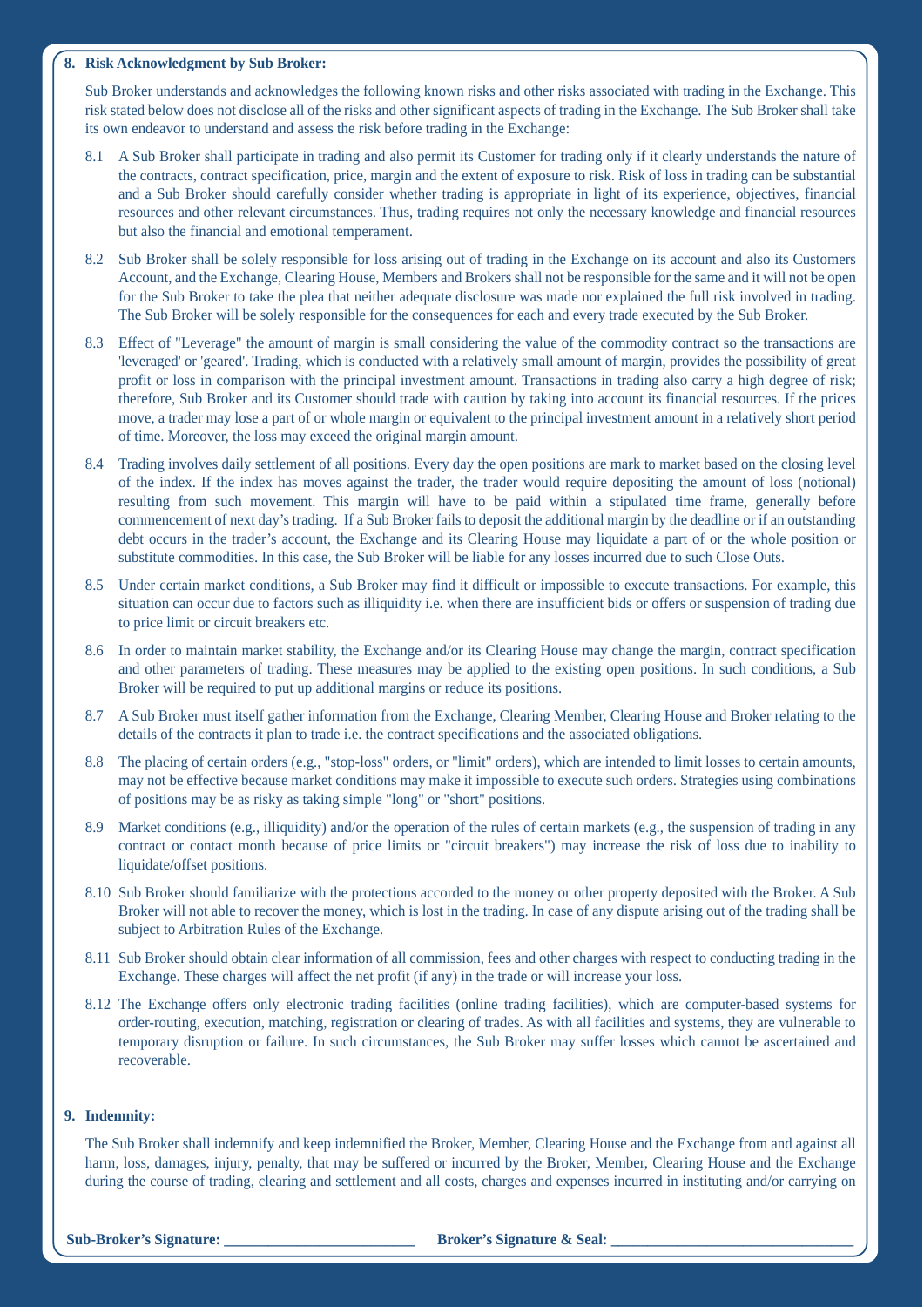**8. Risk Acknowledgment by Sub Broker:**

Sub Broker understands and acknowledges the following known risks and other risks associated with trading in the Exchange. This risk stated below does not disclose all of the risks and other significant aspects of trading in the Exchange. The Sub Broker shall take its own endeavor to understand and assess the risk before trading in the Exchange:

8.1 A Sub Broker shall participate in trading and also permit its Customer for trading only if it clearly understands the nature of the contracts, contract specification, price, margin and the extent of exposure to risk. Risk of loss in trading can be substantial and a Sub Broker should carefully consider whether trading is appropriate in light of its experience, objectives, financial resources and other relevant circumstances. Thus, trading requires not only the necessary knowledge and financial resources but also the financial and emotional temperament.

8.2 Sub Broker shall be solely responsible for loss arising out of trading in the Exchange on its account and also its Customers Account, and the Exchange, Clearing House, Members and Brokers shall not be responsible for the same and it will not be open for the Sub Broker to take the plea that neither adequate disclosure was made nor explained the full risk involved in trading. The Sub Broker will be solely responsible for the consequences for each and every trade executed by the Sub Broker.

8.3 Effect of "Leverage" the amount of margin is small considering the value of the commodity contract so the transactions are 'leveraged' or 'geared'. Trading, which is conducted with a relatively small amount of margin, provides the possibility of great profit or loss in comparison with the principal investment amount. Transactions in trading also carry a high degree of risk; therefore, Sub Broker and its Customer should trade with caution by taking into account its financial resources. If the prices move, a trader may lose a part of or whole margin or equivalent to the principal investment amount in a relatively short period of time. Moreover, the loss may exceed the original margin amount.

8.4 Trading involves daily settlement of all positions. Every day the open positions are mark to market based on the closing level of the index. If the index has moves against the trader, the trader would require depositing the amount of loss (notional) resulting from such movement. This margin will have to be paid within a stipulated time frame, generally before commencement of next day's trading. If a Sub Broker fails to deposit the additional margin by the deadline or if an outstanding debt occurs in the trader's account, the Exchange and its Clearing House may liquidate a part of or the whole position or substitute commodities. In this case, the Sub Broker will be liable for any losses incurred due to such Close Outs.

8.5 Under certain market conditions, a Sub Broker may find it difficult or impossible to execute transactions. For example, this situation can occur due to factors such as illiquidity i.e. when there are insufficient bids or offers or suspension of trading due to price limit or circuit breakers etc.

8.6 In order to maintain market stability, the Exchange and/or its Clearing House may change the margin, contract specification and other parameters of trading. These measures may be applied to the existing open positions. In such conditions, a Sub Broker will be required to put up additional margins or reduce its positions.

8.7 A Sub Broker must itself gather information from the Exchange, Clearing Member, Clearing House and Broker relating to the details of the contracts it plan to trade i.e. the contract specifications and the associated obligations.

8.8 The placing of certain orders (e.g., "stop-loss" orders, or "limit" orders), which are intended to limit losses to certain amounts, may not be effective because market conditions may make it impossible to execute such orders. Strategies using combinations of positions may be as risky as taking simple "long" or "short" positions.

8.9 Market conditions (e.g., illiquidity) and/or the operation of the rules of certain markets (e.g., the suspension of trading in any contract or contact month because of price limits or "circuit breakers") may increase the risk of loss due to inability to liquidate/offset positions.

8.10 Sub Broker should familiarize with the protections accorded to the money or other property deposited with the Broker. A Sub Broker will not able to recover the money, which is lost in the trading. In case of any dispute arising out of the trading shall be subject to Arbitration Rules of the Exchange.

8.11 Sub Broker should obtain clear information of all commission, fees and other charges with respect to conducting trading in the Exchange. These charges will affect the net profit (if any) in the trade or will increase your loss.

8.12 The Exchange offers only electronic trading facilities (online trading facilities), which are computer-based systems for order-routing, execution, matching, registration or clearing of trades. As with all facilities and systems, they are vulnerable to temporary disruption or failure. In such circumstances, the Sub Broker may suffer losses which cannot be ascertained and recoverable.

**9. Indemnity:**

The Sub Broker shall indemnify and keep indemnified the Broker, Member, Clearing House and the Exchange from and against all harm, loss, damages, injury, penalty, that may be suffered or incurred by the Broker, Member, Clearing House and the Exchange during the course of trading, clearing and settlement and all costs, charges and expenses incurred in instituting and/or carrying on

**Sub-Broker's Signature:** \_\_\_\_\_\_\_\_\_\_\_\_\_\_\_\_\_\_\_\_\_\_\_\_\_ **Broker's Signature & Seal:** \_\_\_\_\_\_\_\_\_\_\_\_\_\_\_\_\_\_\_\_\_\_\_\_\_\_\_\_\_\_\_\_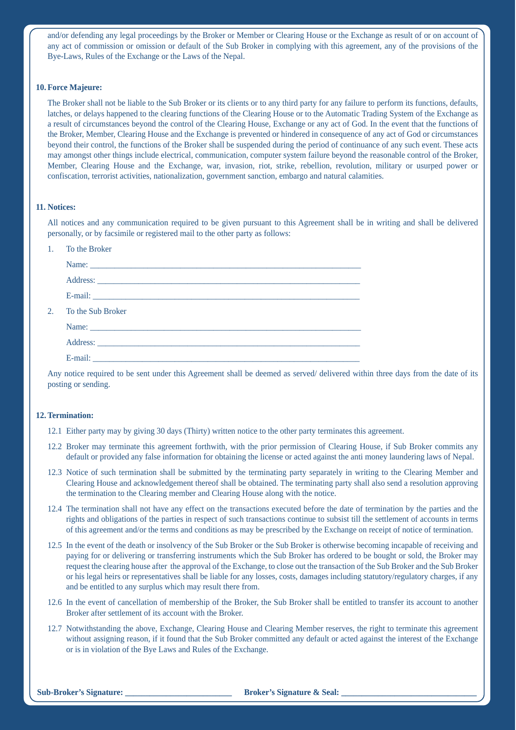and/or defending any legal proceedings by the Broker or Member or Clearing House or the Exchange as result of or on account of any act of commission or omission or default of the Sub Broker in complying with this agreement, any of the provisions of the Bye-Laws, Rules of the Exchange or the Laws of the Nepal.

**10. Force Majeure:**

The Broker shall not be liable to the Sub Broker or its clients or to any third party for any failure to perform its functions, defaults, latches, or delays happened to the clearing functions of the Clearing House or to the Automatic Trading System of the Exchange as a result of circumstances beyond the control of the Clearing House, Exchange or any act of God. In the event that the functions of the Broker, Member, Clearing House and the Exchange is prevented or hindered in consequence of any act of God or circumstances beyond their control, the functions of the Broker shall be suspended during the period of continuance of any such event. These acts may amongst other things include electrical, communication, computer system failure beyond the reasonable control of the Broker, Member, Clearing House and the Exchange, war, invasion, riot, strike, rebellion, revolution, military or usurped power or confiscation, terrorist activities, nationalization, government sanction, embargo and natural calamities.

**11. Notices:**

All notices and any communication required to be given pursuant to this Agreement shall be in writing and shall be delivered personally, or by facsimile or registered mail to the other party as follows:

1. To the Broker

   Name: ____________________________________________________________

   Address: __________________________________________________________

   E-mail: ___________________________________________________________

2. To the Sub Broker

   Name: ____________________________________________________________

   Address: __________________________________________________________

   E-mail: ___________________________________________________________

Any notice required to be sent under this Agreement shall be deemed as served/ delivered within three days from the date of its posting or sending.

**12. Termination:**

12.1 Either party may by giving 30 days (Thirty) written notice to the other party terminates this agreement.

12.2 Broker may terminate this agreement forthwith, with the prior permission of Clearing House, if Sub Broker commits any default or provided any false information for obtaining the license or acted against the anti money laundering laws of Nepal.

12.3 Notice of such termination shall be submitted by the terminating party separately in writing to the Clearing Member and Clearing House and acknowledgement thereof shall be obtained. The terminating party shall also send a resolution approving the termination to the Clearing member and Clearing House along with the notice.

12.4 The termination shall not have any effect on the transactions executed before the date of termination by the parties and the rights and obligations of the parties in respect of such transactions continue to subsist till the settlement of accounts in terms of this agreement and/or the terms and conditions as may be prescribed by the Exchange on receipt of notice of termination.

12.5 In the event of the death or insolvency of the Sub Broker or the Sub Broker is otherwise becoming incapable of receiving and paying for or delivering or transferring instruments which the Sub Broker has ordered to be bought or sold, the Broker may request the clearing house after the approval of the Exchange, to close out the transaction of the Sub Broker and the Sub Broker or his legal heirs or representatives shall be liable for any losses, costs, damages including statutory/regulatory charges, if any and be entitled to any surplus which may result there from.

12.6 In the event of cancellation of membership of the Broker, the Sub Broker shall be entitled to transfer its account to another Broker after settlement of its account with the Broker.

12.7 Notwithstanding the above, Exchange, Clearing House and Clearing Member reserves, the right to terminate this agreement without assigning reason, if it found that the Sub Broker committed any default or acted against the interest of the Exchange or is in violation of the Bye Laws and Rules of the Exchange.

**Sub-Broker's Signature:** _________________________ **Broker's Signature & Seal:** _________________________________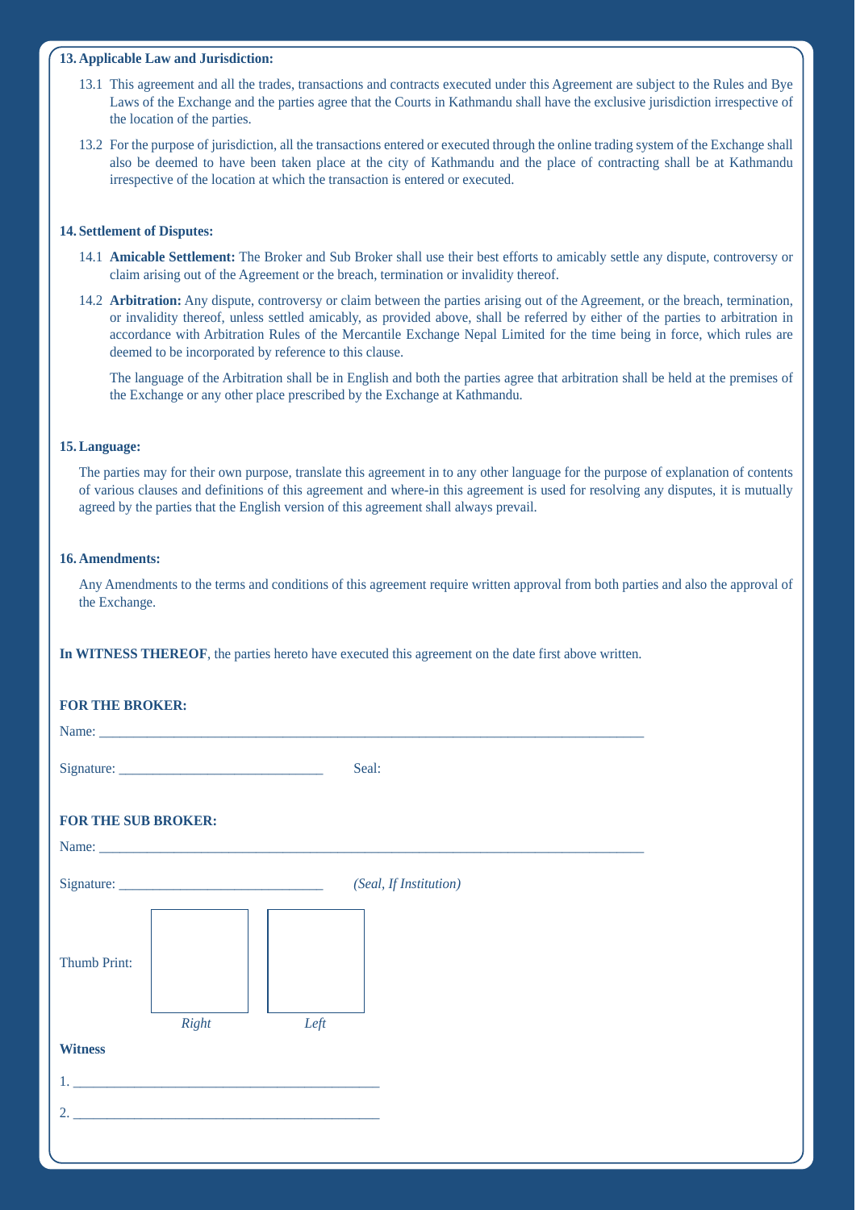**13. Applicable Law and Jurisdiction:**

13.1 This agreement and all the trades, transactions and contracts executed under this Agreement are subject to the Rules and Bye Laws of the Exchange and the parties agree that the Courts in Kathmandu shall have the exclusive jurisdiction irrespective of the location of the parties.

13.2 For the purpose of jurisdiction, all the transactions entered or executed through the online trading system of the Exchange shall also be deemed to have been taken place at the city of Kathmandu and the place of contracting shall be at Kathmandu irrespective of the location at which the transaction is entered or executed.

**14. Settlement of Disputes:**

14.1 **Amicable Settlement:** The Broker and Sub Broker shall use their best efforts to amicably settle any dispute, controversy or claim arising out of the Agreement or the breach, termination or invalidity thereof.

14.2 **Arbitration:** Any dispute, controversy or claim between the parties arising out of the Agreement, or the breach, termination, or invalidity thereof, unless settled amicably, as provided above, shall be referred by either of the parties to arbitration in accordance with Arbitration Rules of the Mercantile Exchange Nepal Limited for the time being in force, which rules are deemed to be incorporated by reference to this clause.

The language of the Arbitration shall be in English and both the parties agree that arbitration shall be held at the premises of the Exchange or any other place prescribed by the Exchange at Kathmandu.

**15. Language:**

The parties may for their own purpose, translate this agreement in to any other language for the purpose of explanation of contents of various clauses and definitions of this agreement and where-in this agreement is used for resolving any disputes, it is mutually agreed by the parties that the English version of this agreement shall always prevail.

**16. Amendments:**

Any Amendments to the terms and conditions of this agreement require written approval from both parties and also the approval of the Exchange.

**In WITNESS THEREOF**, the parties hereto have executed this agreement on the date first above written.

**FOR THE BROKER:**

Name: ______________________________________________

Signature: ____________________________ Seal:

**FOR THE SUB BROKER:**

Name: ______________________________________________

Signature: ____________________________ *(Seal, If Institution)*

Thumb Print:

*Right* *Left*

**Witness**

1. ____________________________________________

2. ____________________________________________